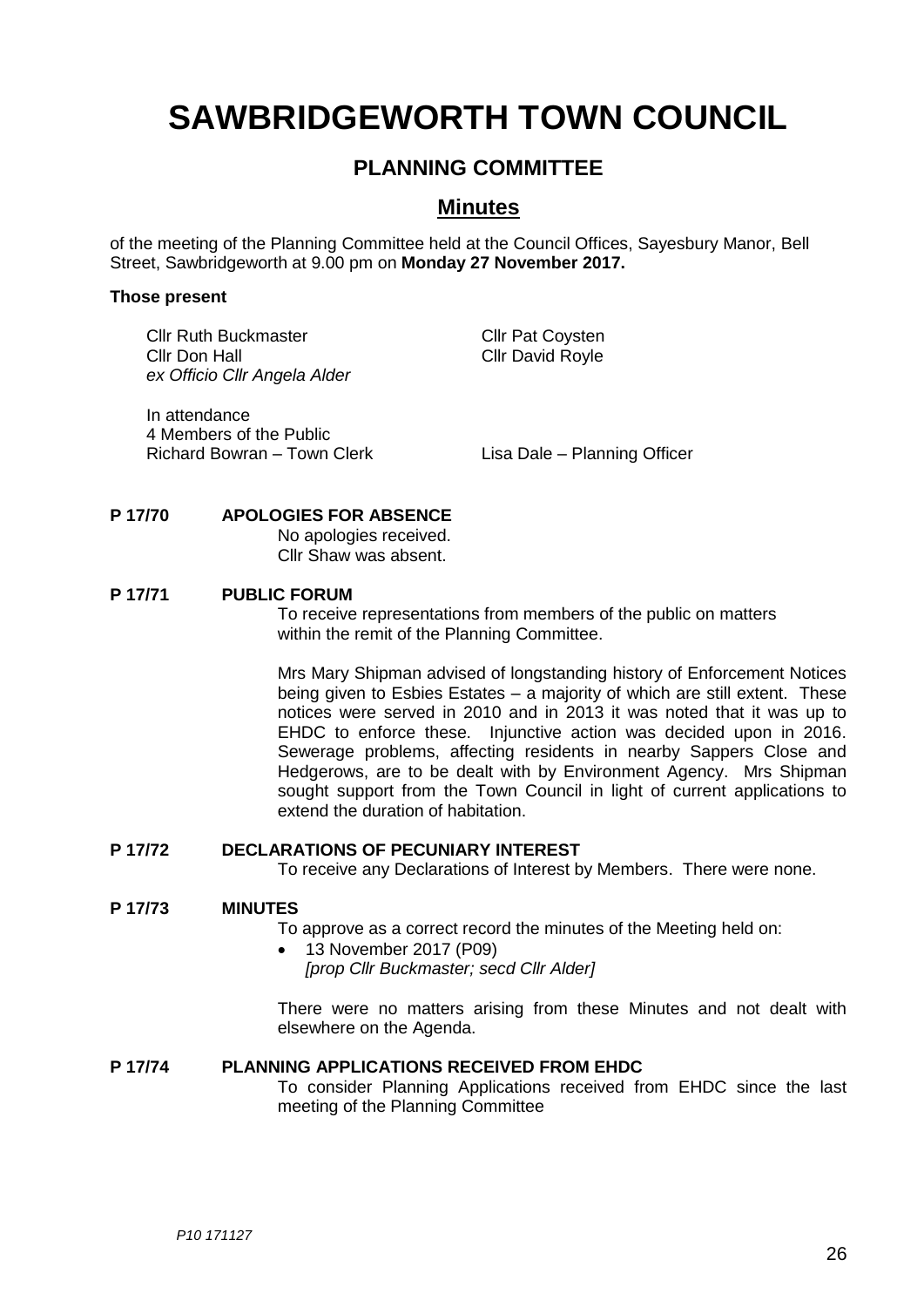# SAWBRIDGEWORTH TOWN COUNCIL

## PLANNING COMMITTEE

## Minutes

of the meeting of the Planning Committee held at the Council Offices, Sayesbury Manor, Bell Street, Sawbridgeworth at 9.00 pm on **Monday 27 November 2017.**

**Those present**

Cllr Ruth Buckmaster
Cllr Pat Coysten
Cllr Don Hall
Cllr David Royle
*ex Officio Cllr Angela Alder*

In attendance
4 Members of the Public
Richard Bowran – Town Clerk
Lisa Dale – Planning Officer

**P 17/70 APOLOGIES FOR ABSENCE**

No apologies received.
Cllr Shaw was absent.

**P 17/71 PUBLIC FORUM**

To receive representations from members of the public on matters within the remit of the Planning Committee.

Mrs Mary Shipman advised of longstanding history of Enforcement Notices being given to Esbies Estates – a majority of which are still extent. These notices were served in 2010 and in 2013 it was noted that it was up to EHDC to enforce these. Injunctive action was decided upon in 2016. Sewerage problems, affecting residents in nearby Sappers Close and Hedgerows, are to be dealt with by Environment Agency. Mrs Shipman sought support from the Town Council in light of current applications to extend the duration of habitation.

**P 17/72 DECLARATIONS OF PECUNIARY INTEREST**

To receive any Declarations of Interest by Members. There were none.

**P 17/73 MINUTES**

To approve as a correct record the minutes of the Meeting held on:

- 13 November 2017 (P09)
  *[prop Cllr Buckmaster; secd Cllr Alder]*

There were no matters arising from these Minutes and not dealt with elsewhere on the Agenda.

**P 17/74 PLANNING APPLICATIONS RECEIVED FROM EHDC**

To consider Planning Applications received from EHDC since the last meeting of the Planning Committee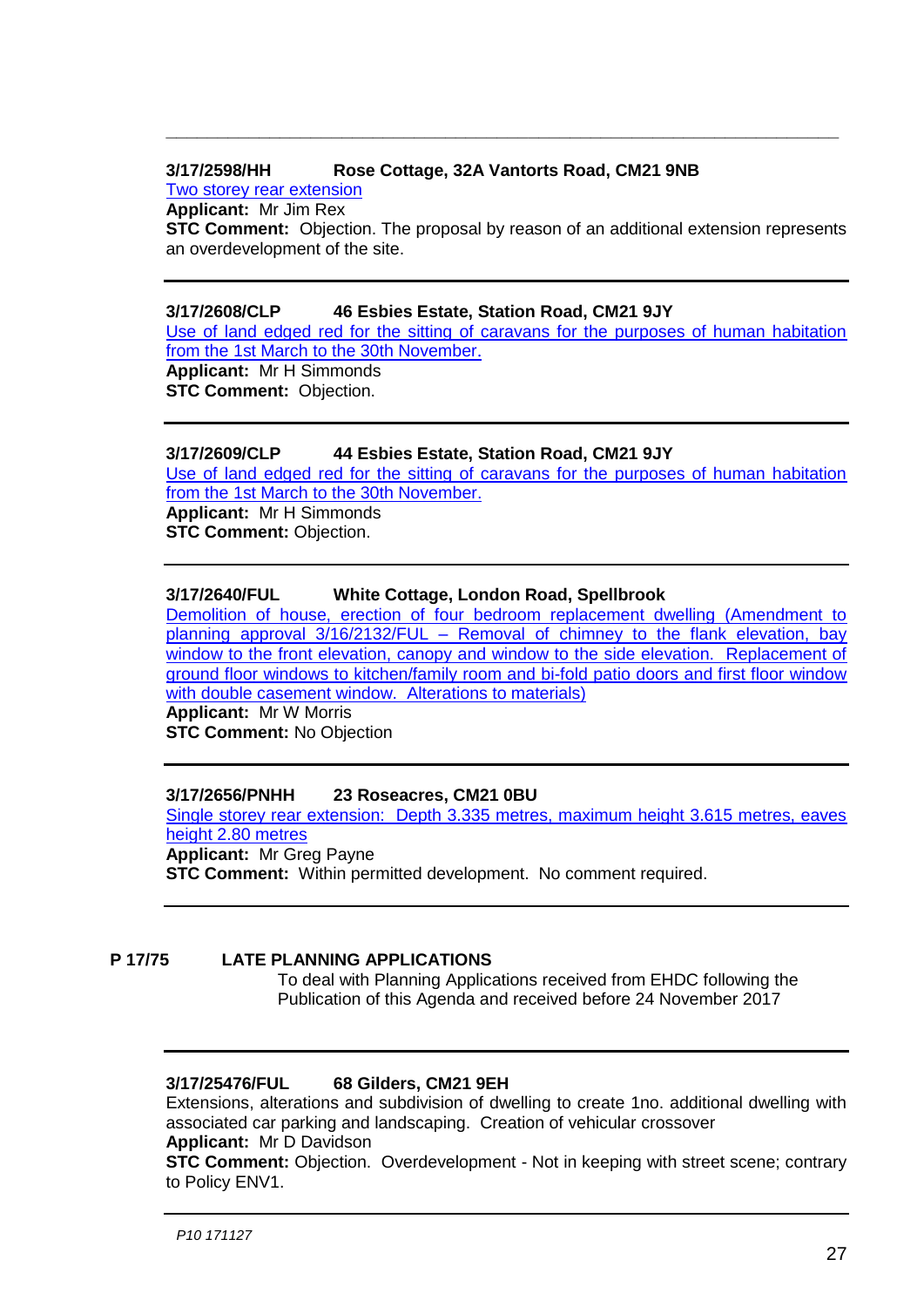---

**3/17/2598/HH** **Rose Cottage, 32A Vantorts Road, CM21 9NB**

Two storey rear extension

**Applicant:** Mr Jim Rex

**STC Comment:** Objection. The proposal by reason of an additional extension represents an overdevelopment of the site.

---

**3/17/2608/CLP** **46 Esbies Estate, Station Road, CM21 9JY**

Use of land edged red for the sitting of caravans for the purposes of human habitation from the 1st March to the 30th November.

**Applicant:** Mr H Simmonds

**STC Comment:** Objection.

---

**3/17/2609/CLP** **44 Esbies Estate, Station Road, CM21 9JY**

Use of land edged red for the sitting of caravans for the purposes of human habitation from the 1st March to the 30th November.

**Applicant:** Mr H Simmonds

**STC Comment:** Objection.

---

**3/17/2640/FUL** **White Cottage, London Road, Spellbrook**

Demolition of house, erection of four bedroom replacement dwelling (Amendment to planning approval 3/16/2132/FUL – Removal of chimney to the flank elevation, bay window to the front elevation, canopy and window to the side elevation. Replacement of ground floor windows to kitchen/family room and bi-fold patio doors and first floor window with double casement window. Alterations to materials)

**Applicant:** Mr W Morris

**STC Comment:** No Objection

---

**3/17/2656/PNHH** **23 Roseacres, CM21 0BU**

Single storey rear extension: Depth 3.335 metres, maximum height 3.615 metres, eaves height 2.80 metres

**Applicant:** Mr Greg Payne

**STC Comment:** Within permitted development. No comment required.

---

**P 17/75** **LATE PLANNING APPLICATIONS**

To deal with Planning Applications received from EHDC following the Publication of this Agenda and received before 24 November 2017

---

**3/17/25476/FUL** **68 Gilders, CM21 9EH**

Extensions, alterations and subdivision of dwelling to create 1no. additional dwelling with associated car parking and landscaping. Creation of vehicular crossover

**Applicant:** Mr D Davidson

**STC Comment:** Objection. Overdevelopment - Not in keeping with street scene; contrary to Policy ENV1.

---

*P10 171127*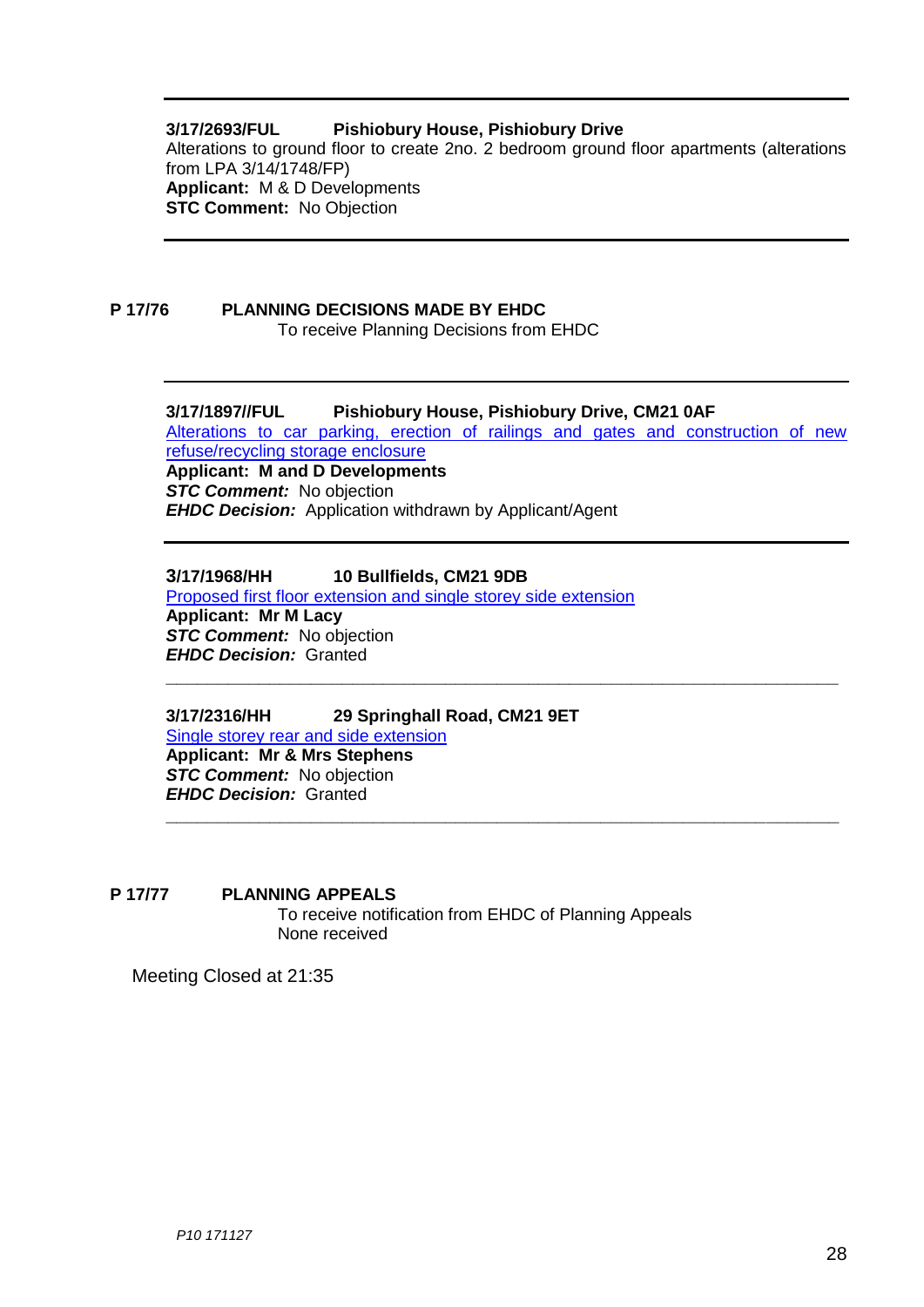**3/17/2693/FUL Pishiobury House, Pishiobury Drive**
Alterations to ground floor to create 2no. 2 bedroom ground floor apartments (alterations from LPA 3/14/1748/FP)
**Applicant:** M & D Developments
**STC Comment:** No Objection

---

## P 17/76 PLANNING DECISIONS MADE BY EHDC

To receive Planning Decisions from EHDC

---

**3/17/1897//FUL Pishiobury House, Pishiobury Drive, CM21 0AF**
Alterations to car parking, erection of railings and gates and construction of new refuse/recycling storage enclosure
**Applicant: M and D Developments**
***STC Comment:*** No objection
***EHDC Decision:*** Application withdrawn by Applicant/Agent

---

**3/17/1968/HH 10 Bullfields, CM21 9DB**
Proposed first floor extension and single storey side extension
**Applicant: Mr M Lacy**
***STC Comment:*** No objection
***EHDC Decision:*** Granted

---

**3/17/2316/HH 29 Springhall Road, CM21 9ET**
Single storey rear and side extension
**Applicant: Mr & Mrs Stephens**
***STC Comment:*** No objection
***EHDC Decision:*** Granted

---

## P 17/77 PLANNING APPEALS

To receive notification from EHDC of Planning Appeals
None received

Meeting Closed at 21:35

*P10 171127*